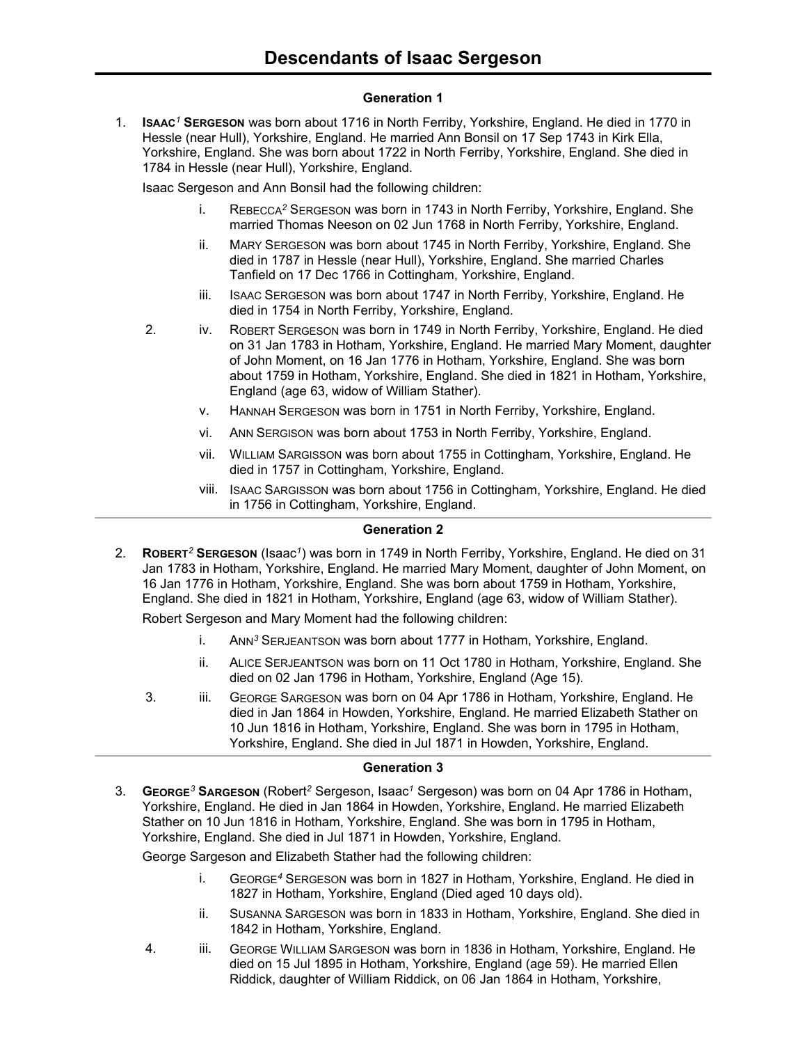# Descendants of Isaac Sergeson

### Generation 1

1. **ISAAC[1] SERGESON** was born about 1716 in North Ferriby, Yorkshire, England. He died in 1770 in Hessle (near Hull), Yorkshire, England. He married Ann Bonsil on 17 Sep 1743 in Kirk Ella, Yorkshire, England. She was born about 1722 in North Ferriby, Yorkshire, England. She died in 1784 in Hessle (near Hull), Yorkshire, England.

   Isaac Sergeson and Ann Bonsil had the following children:

   - i. REBECCA[2] SERGESON was born in 1743 in North Ferriby, Yorkshire, England. She married Thomas Neeson on 02 Jun 1768 in North Ferriby, Yorkshire, England.
   - ii. MARY SERGESON was born about 1745 in North Ferriby, Yorkshire, England. She died in 1787 in Hessle (near Hull), Yorkshire, England. She married Charles Tanfield on 17 Dec 1766 in Cottingham, Yorkshire, England.
   - iii. ISAAC SERGESON was born about 1747 in North Ferriby, Yorkshire, England. He died in 1754 in North Ferriby, Yorkshire, England.
   - 2. iv. ROBERT SERGESON was born in 1749 in North Ferriby, Yorkshire, England. He died on 31 Jan 1783 in Hotham, Yorkshire, England. He married Mary Moment, daughter of John Moment, on 16 Jan 1776 in Hotham, Yorkshire, England. She was born about 1759 in Hotham, Yorkshire, England. She died in 1821 in Hotham, Yorkshire, England (age 63, widow of William Stather).
   - v. HANNAH SERGESON was born in 1751 in North Ferriby, Yorkshire, England.
   - vi. ANN SERGISON was born about 1753 in North Ferriby, Yorkshire, England.
   - vii. WILLIAM SARGISSON was born about 1755 in Cottingham, Yorkshire, England. He died in 1757 in Cottingham, Yorkshire, England.
   - viii. ISAAC SARGISSON was born about 1756 in Cottingham, Yorkshire, England. He died in 1756 in Cottingham, Yorkshire, England.

### Generation 2

2. **ROBERT[2] SERGESON** (Isaac[1]) was born in 1749 in North Ferriby, Yorkshire, England. He died on 31 Jan 1783 in Hotham, Yorkshire, England. He married Mary Moment, daughter of John Moment, on 16 Jan 1776 in Hotham, Yorkshire, England. She was born about 1759 in Hotham, Yorkshire, England. She died in 1821 in Hotham, Yorkshire, England (age 63, widow of William Stather).

   Robert Sergeson and Mary Moment had the following children:

   - i. ANN[3] SERJEANTSON was born about 1777 in Hotham, Yorkshire, England.
   - ii. ALICE SERJEANTSON was born on 11 Oct 1780 in Hotham, Yorkshire, England. She died on 02 Jan 1796 in Hotham, Yorkshire, England (Age 15).
   - 3. iii. GEORGE SARGESON was born on 04 Apr 1786 in Hotham, Yorkshire, England. He died in Jan 1864 in Howden, Yorkshire, England. He married Elizabeth Stather on 10 Jun 1816 in Hotham, Yorkshire, England. She was born in 1795 in Hotham, Yorkshire, England. She died in Jul 1871 in Howden, Yorkshire, England.

### Generation 3

3. **GEORGE[3] SARGESON** (Robert[2] Sergeson, Isaac[1] Sergeson) was born on 04 Apr 1786 in Hotham, Yorkshire, England. He died in Jan 1864 in Howden, Yorkshire, England. He married Elizabeth Stather on 10 Jun 1816 in Hotham, Yorkshire, England. She was born in 1795 in Hotham, Yorkshire, England. She died in Jul 1871 in Howden, Yorkshire, England.

   George Sargeson and Elizabeth Stather had the following children:

   - i. GEORGE[4] SERGESON was born in 1827 in Hotham, Yorkshire, England. He died in 1827 in Hotham, Yorkshire, England (Died aged 10 days old).
   - ii. SUSANNA SARGESON was born in 1833 in Hotham, Yorkshire, England. She died in 1842 in Hotham, Yorkshire, England.
   - 4. iii. GEORGE WILLIAM SARGESON was born in 1836 in Hotham, Yorkshire, England. He died on 15 Jul 1895 in Hotham, Yorkshire, England (age 59). He married Ellen Riddick, daughter of William Riddick, on 06 Jan 1864 in Hotham, Yorkshire,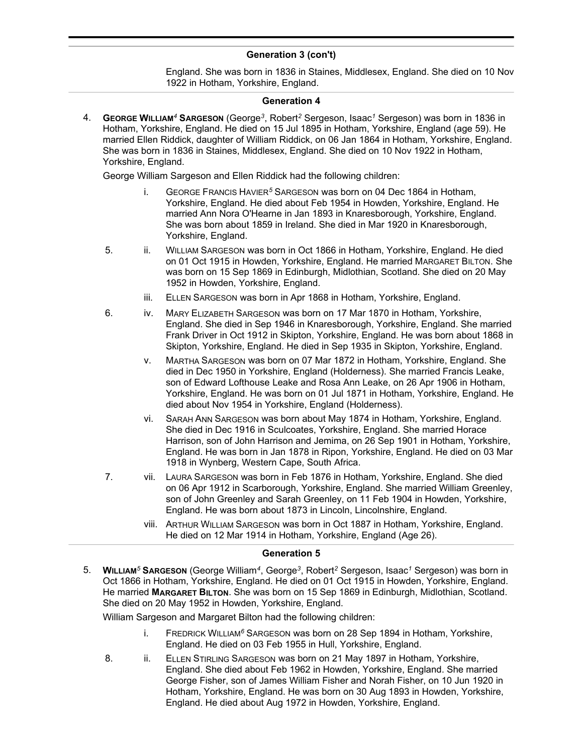## Generation 3 (con't)

England. She was born in 1836 in Staines, Middlesex, England. She died on 10 Nov 1922 in Hotham, Yorkshire, England.

## Generation 4

4. **George William[4] Sargeson** (George[3], Robert[2] Sergeson, Isaac[1] Sergeson) was born in 1836 in Hotham, Yorkshire, England. He died on 15 Jul 1895 in Hotham, Yorkshire, England (age 59). He married Ellen Riddick, daughter of William Riddick, on 06 Jan 1864 in Hotham, Yorkshire, England. She was born in 1836 in Staines, Middlesex, England. She died on 10 Nov 1922 in Hotham, Yorkshire, England.

George William Sargeson and Ellen Riddick had the following children:

- i. George Francis Havier[5] Sargeson was born on 04 Dec 1864 in Hotham, Yorkshire, England. He died about Feb 1954 in Howden, Yorkshire, England. He married Ann Nora O'Hearne in Jan 1893 in Knaresborough, Yorkshire, England. She was born about 1859 in Ireland. She died in Mar 1920 in Knaresborough, Yorkshire, England.
- 5. ii. William Sargeson was born in Oct 1866 in Hotham, Yorkshire, England. He died on 01 Oct 1915 in Howden, Yorkshire, England. He married Margaret Bilton. She was born on 15 Sep 1869 in Edinburgh, Midlothian, Scotland. She died on 20 May 1952 in Howden, Yorkshire, England.
- iii. Ellen Sargeson was born in Apr 1868 in Hotham, Yorkshire, England.
- 6. iv. Mary Elizabeth Sargeson was born on 17 Mar 1870 in Hotham, Yorkshire, England. She died in Sep 1946 in Knaresborough, Yorkshire, England. She married Frank Driver in Oct 1912 in Skipton, Yorkshire, England. He was born about 1868 in Skipton, Yorkshire, England. He died in Sep 1935 in Skipton, Yorkshire, England.
- v. Martha Sargeson was born on 07 Mar 1872 in Hotham, Yorkshire, England. She died in Dec 1950 in Yorkshire, England (Holderness). She married Francis Leake, son of Edward Lofthouse Leake and Rosa Ann Leake, on 26 Apr 1906 in Hotham, Yorkshire, England. He was born on 01 Jul 1871 in Hotham, Yorkshire, England. He died about Nov 1954 in Yorkshire, England (Holderness).
- vi. Sarah Ann Sargeson was born about May 1874 in Hotham, Yorkshire, England. She died in Dec 1916 in Sculcoates, Yorkshire, England. She married Horace Harrison, son of John Harrison and Jemima, on 26 Sep 1901 in Hotham, Yorkshire, England. He was born in Jan 1878 in Ripon, Yorkshire, England. He died on 03 Mar 1918 in Wynberg, Western Cape, South Africa.
- 7. vii. Laura Sargeson was born in Feb 1876 in Hotham, Yorkshire, England. She died on 06 Apr 1912 in Scarborough, Yorkshire, England. She married William Greenley, son of John Greenley and Sarah Greenley, on 11 Feb 1904 in Howden, Yorkshire, England. He was born about 1873 in Lincoln, Lincolnshire, England.
- viii. Arthur William Sargeson was born in Oct 1887 in Hotham, Yorkshire, England. He died on 12 Mar 1914 in Hotham, Yorkshire, England (Age 26).

## Generation 5

5. **William[5] Sargeson** (George William[4], George[3], Robert[2] Sergeson, Isaac[1] Sergeson) was born in Oct 1866 in Hotham, Yorkshire, England. He died on 01 Oct 1915 in Howden, Yorkshire, England. He married **Margaret Bilton**. She was born on 15 Sep 1869 in Edinburgh, Midlothian, Scotland. She died on 20 May 1952 in Howden, Yorkshire, England.

William Sargeson and Margaret Bilton had the following children:

- i. Fredrick William[6] Sargeson was born on 28 Sep 1894 in Hotham, Yorkshire, England. He died on 03 Feb 1955 in Hull, Yorkshire, England.
- 8. ii. Ellen Stirling Sargeson was born on 21 May 1897 in Hotham, Yorkshire, England. She died about Feb 1962 in Howden, Yorkshire, England. She married George Fisher, son of James William Fisher and Norah Fisher, on 10 Jun 1920 in Hotham, Yorkshire, England. He was born on 30 Aug 1893 in Howden, Yorkshire, England. He died about Aug 1972 in Howden, Yorkshire, England.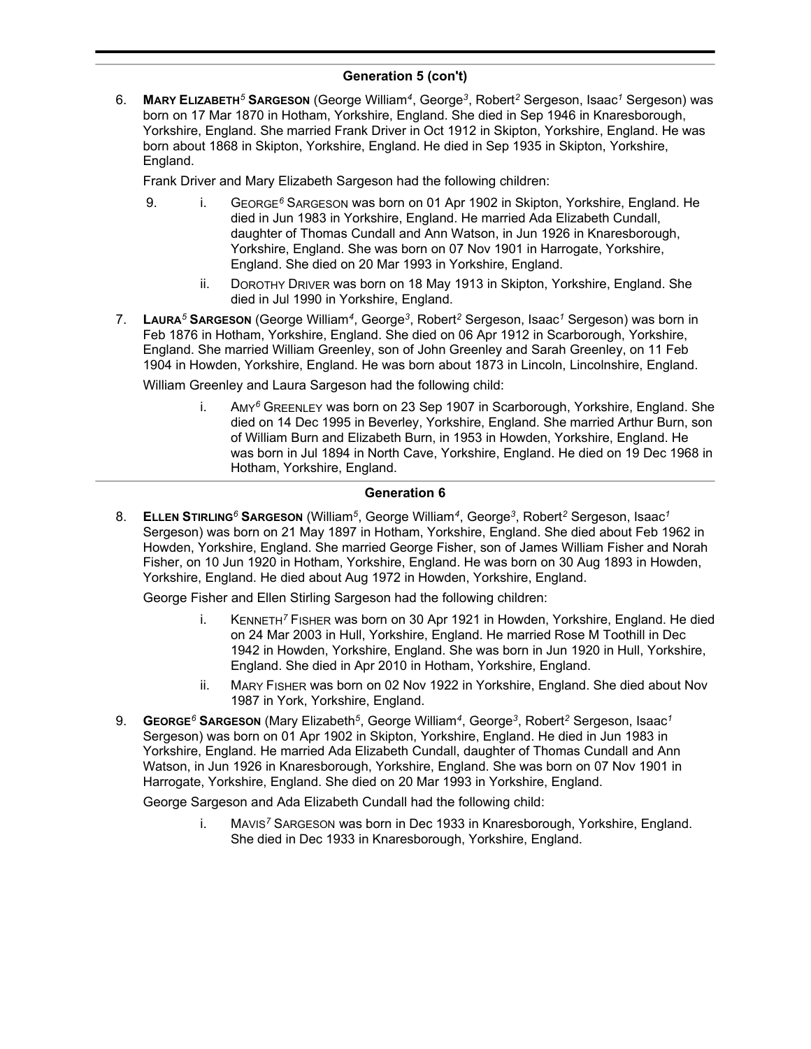## Generation 5 (con't)

6. **MARY ELIZABETH**[5] **SARGESON** (George William[4], George[3], Robert[2] Sergeson, Isaac[1] Sergeson) was born on 17 Mar 1870 in Hotham, Yorkshire, England. She died in Sep 1946 in Knaresborough, Yorkshire, England. She married Frank Driver in Oct 1912 in Skipton, Yorkshire, England. He was born about 1868 in Skipton, Yorkshire, England. He died in Sep 1935 in Skipton, Yorkshire, England.

   Frank Driver and Mary Elizabeth Sargeson had the following children:

   9. i. GEORGE[6] SARGESON was born on 01 Apr 1902 in Skipton, Yorkshire, England. He died in Jun 1983 in Yorkshire, England. He married Ada Elizabeth Cundall, daughter of Thomas Cundall and Ann Watson, in Jun 1926 in Knaresborough, Yorkshire, England. She was born on 07 Nov 1901 in Harrogate, Yorkshire, England. She died on 20 Mar 1993 in Yorkshire, England.

   ii. DOROTHY DRIVER was born on 18 May 1913 in Skipton, Yorkshire, England. She died in Jul 1990 in Yorkshire, England.

7. **LAURA**[5] **SARGESON** (George William[4], George[3], Robert[2] Sergeson, Isaac[1] Sergeson) was born in Feb 1876 in Hotham, Yorkshire, England. She died on 06 Apr 1912 in Scarborough, Yorkshire, England. She married William Greenley, son of John Greenley and Sarah Greenley, on 11 Feb 1904 in Howden, Yorkshire, England. He was born about 1873 in Lincoln, Lincolnshire, England.

   William Greenley and Laura Sargeson had the following child:

   i. AMY[6] GREENLEY was born on 23 Sep 1907 in Scarborough, Yorkshire, England. She died on 14 Dec 1995 in Beverley, Yorkshire, England. She married Arthur Burn, son of William Burn and Elizabeth Burn, in 1953 in Howden, Yorkshire, England. He was born in Jul 1894 in North Cave, Yorkshire, England. He died on 19 Dec 1968 in Hotham, Yorkshire, England.

## Generation 6

8. **ELLEN STIRLING**[6] **SARGESON** (William[5], George William[4], George[3], Robert[2] Sergeson, Isaac[1] Sergeson) was born on 21 May 1897 in Hotham, Yorkshire, England. She died about Feb 1962 in Howden, Yorkshire, England. She married George Fisher, son of James William Fisher and Norah Fisher, on 10 Jun 1920 in Hotham, Yorkshire, England. He was born on 30 Aug 1893 in Howden, Yorkshire, England. He died about Aug 1972 in Howden, Yorkshire, England.

   George Fisher and Ellen Stirling Sargeson had the following children:

   i. KENNETH[7] FISHER was born on 30 Apr 1921 in Howden, Yorkshire, England. He died on 24 Mar 2003 in Hull, Yorkshire, England. He married Rose M Toothill in Dec 1942 in Howden, Yorkshire, England. She was born in Jun 1920 in Hull, Yorkshire, England. She died in Apr 2010 in Hotham, Yorkshire, England.

   ii. MARY FISHER was born on 02 Nov 1922 in Yorkshire, England. She died about Nov 1987 in York, Yorkshire, England.

9. **GEORGE**[6] **SARGESON** (Mary Elizabeth[5], George William[4], George[3], Robert[2] Sergeson, Isaac[1] Sergeson) was born on 01 Apr 1902 in Skipton, Yorkshire, England. He died in Jun 1983 in Yorkshire, England. He married Ada Elizabeth Cundall, daughter of Thomas Cundall and Ann Watson, in Jun 1926 in Knaresborough, Yorkshire, England. She was born on 07 Nov 1901 in Harrogate, Yorkshire, England. She died on 20 Mar 1993 in Yorkshire, England.

   George Sargeson and Ada Elizabeth Cundall had the following child:

   i. MAVIS[7] SARGESON was born in Dec 1933 in Knaresborough, Yorkshire, England. She died in Dec 1933 in Knaresborough, Yorkshire, England.